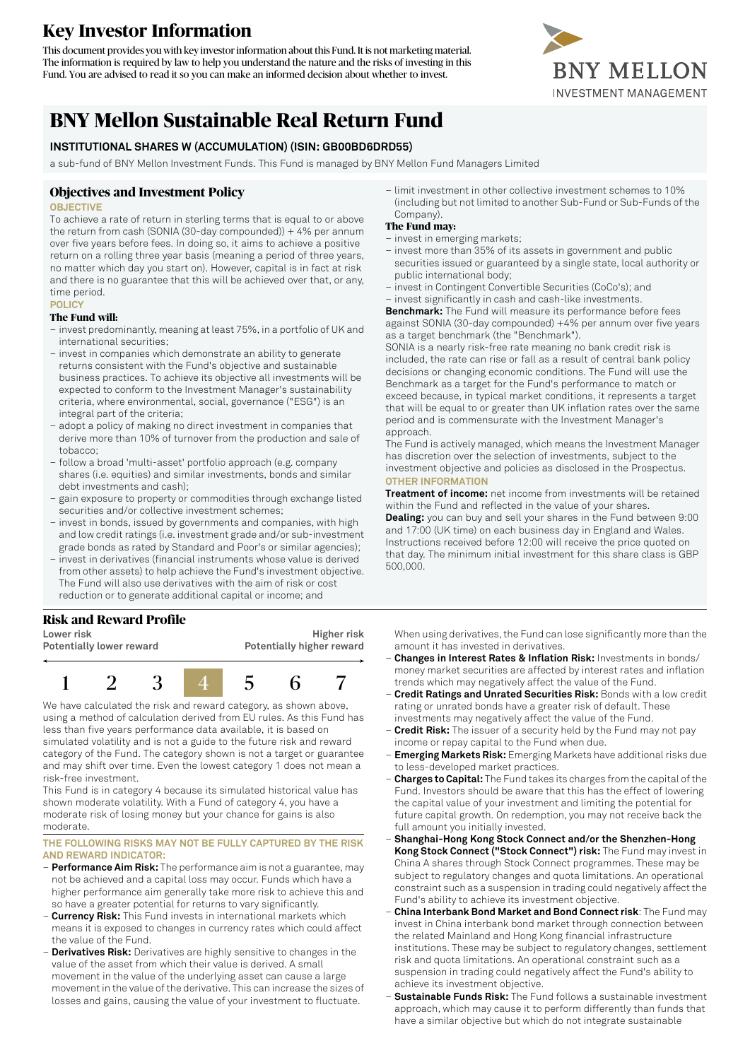# Key Investor Information

This document provides you with key investor information about this Fund. It is not marketing material. The information is required by law to help you understand the nature and the risks of investing in this Fund. You are advised to read it so you can make an informed decision about whether to invest.

BNY MELLON INVESTMENT MANAGEMENT

# BNY Mellon Sustainable Real Return Fund

**INSTITUTIONAL SHARES W (ACCUMULATION) (ISIN: GB00BD6DRD55)**

a sub-fund of BNY Mellon Investment Funds. This Fund is managed by BNY Mellon Fund Managers Limited

## Objectives and Investment Policy

**OBJECTIVE**

To achieve a rate of return in sterling terms that is equal to or above the return from cash (SONIA (30-day compounded)) + 4% per annum over five years before fees. In doing so, it aims to achieve a positive return on a rolling three year basis (meaning a period of three years, no matter which day you start on). However, capital is in fact at risk and there is no guarantee that this will be achieved over that, or any, time period.

**POLICY**

**The Fund will:**

- invest predominantly, meaning at least 75%, in a portfolio of UK and international securities;
- invest in companies which demonstrate an ability to generate returns consistent with the Fund's objective and sustainable business practices. To achieve its objective all investments will be expected to conform to the Investment Manager's sustainability criteria, where environmental, social, governance ("ESG") is an integral part of the criteria;
- adopt a policy of making no direct investment in companies that derive more than 10% of turnover from the production and sale of tobacco;
- follow a broad 'multi-asset' portfolio approach (e.g. company shares (i.e. equities) and similar investments, bonds and similar debt investments and cash);
- gain exposure to property or commodities through exchange listed securities and/or collective investment schemes;
- invest in bonds, issued by governments and companies, with high and low credit ratings (i.e. investment grade and/or sub-investment grade bonds as rated by Standard and Poor's or similar agencies);
- invest in derivatives (financial instruments whose value is derived from other assets) to help achieve the Fund's investment objective. The Fund will also use derivatives with the aim of risk or cost reduction or to generate additional capital or income; and
- limit investment in other collective investment schemes to 10% (including but not limited to another Sub-Fund or Sub-Funds of the Company).

**The Fund may:**

- invest in emerging markets;
- invest more than 35% of its assets in government and public securities issued or guaranteed by a single state, local authority or public international body;
- invest in Contingent Convertible Securities (CoCo's); and
- invest significantly in cash and cash-like investments.

**Benchmark:** The Fund will measure its performance before fees against SONIA (30-day compounded) +4% per annum over five years as a target benchmark (the "Benchmark").

SONIA is a nearly risk-free rate meaning no bank credit risk is included, the rate can rise or fall as a result of central bank policy decisions or changing economic conditions. The Fund will use the Benchmark as a target for the Fund's performance to match or exceed because, in typical market conditions, it represents a target that will be equal to or greater than UK inflation rates over the same period and is commensurate with the Investment Manager's approach.

The Fund is actively managed, which means the Investment Manager has discretion over the selection of investments, subject to the investment objective and policies as disclosed in the Prospectus.

**OTHER INFORMATION**

**Treatment of income:** net income from investments will be retained within the Fund and reflected in the value of your shares.

**Dealing:** you can buy and sell your shares in the Fund between 9:00 and 17:00 (UK time) on each business day in England and Wales. Instructions received before 12:00 will receive the price quoted on that day. The minimum initial investment for this share class is GBP 500,000.

## Risk and Reward Profile

| Lower risk<br>Potentially lower reward | | | | | | Higher risk<br>Potentially higher reward |
|---|---|---|---|---|---|---|
| 1 | 2 | 3 | **4** | 5 | 6 | 7 |

We have calculated the risk and reward category, as shown above, using a method of calculation derived from EU rules. As this Fund has less than five years performance data available, it is based on simulated volatility and is not a guide to the future risk and reward category of the Fund. The category shown is not a target or guarantee and may shift over time. Even the lowest category 1 does not mean a risk-free investment.

This Fund is in category 4 because its simulated historical value has shown moderate volatility. With a Fund of category 4, you have a moderate risk of losing money but your chance for gains is also moderate.

**THE FOLLOWING RISKS MAY NOT BE FULLY CAPTURED BY THE RISK AND REWARD INDICATOR:**

- **Performance Aim Risk:** The performance aim is not a guarantee, may not be achieved and a capital loss may occur. Funds which have a higher performance aim generally take more risk to achieve this and so have a greater potential for returns to vary significantly.
- **Currency Risk:** This Fund invests in international markets which means it is exposed to changes in currency rates which could affect the value of the Fund.
- **Derivatives Risk:** Derivatives are highly sensitive to changes in the value of the asset from which their value is derived. A small movement in the value of the underlying asset can cause a large movement in the value of the derivative. This can increase the sizes of losses and gains, causing the value of your investment to fluctuate. When using derivatives, the Fund can lose significantly more than the amount it has invested in derivatives.
- **Changes in Interest Rates & Inflation Risk:** Investments in bonds/ money market securities are affected by interest rates and inflation trends which may negatively affect the value of the Fund.
- **Credit Ratings and Unrated Securities Risk:** Bonds with a low credit rating or unrated bonds have a greater risk of default. These investments may negatively affect the value of the Fund.
- **Credit Risk:** The issuer of a security held by the Fund may not pay income or repay capital to the Fund when due.
- **Emerging Markets Risk:** Emerging Markets have additional risks due to less-developed market practices.
- **Charges to Capital:** The Fund takes its charges from the capital of the Fund. Investors should be aware that this has the effect of lowering the capital value of your investment and limiting the potential for future capital growth. On redemption, you may not receive back the full amount you initially invested.
- **Shanghai-Hong Kong Stock Connect and/or the Shenzhen-Hong Kong Stock Connect ("Stock Connect") risk:** The Fund may invest in China A shares through Stock Connect programmes. These may be subject to regulatory changes and quota limitations. An operational constraint such as a suspension in trading could negatively affect the Fund's ability to achieve its investment objective.
- **China Interbank Bond Market and Bond Connect risk**: The Fund may invest in China interbank bond market through connection between the related Mainland and Hong Kong financial infrastructure institutions. These may be subject to regulatory changes, settlement risk and quota limitations. An operational constraint such as a suspension in trading could negatively affect the Fund's ability to achieve its investment objective.
- **Sustainable Funds Risk:** The Fund follows a sustainable investment approach, which may cause it to perform differently than funds that have a similar objective but which do not integrate sustainable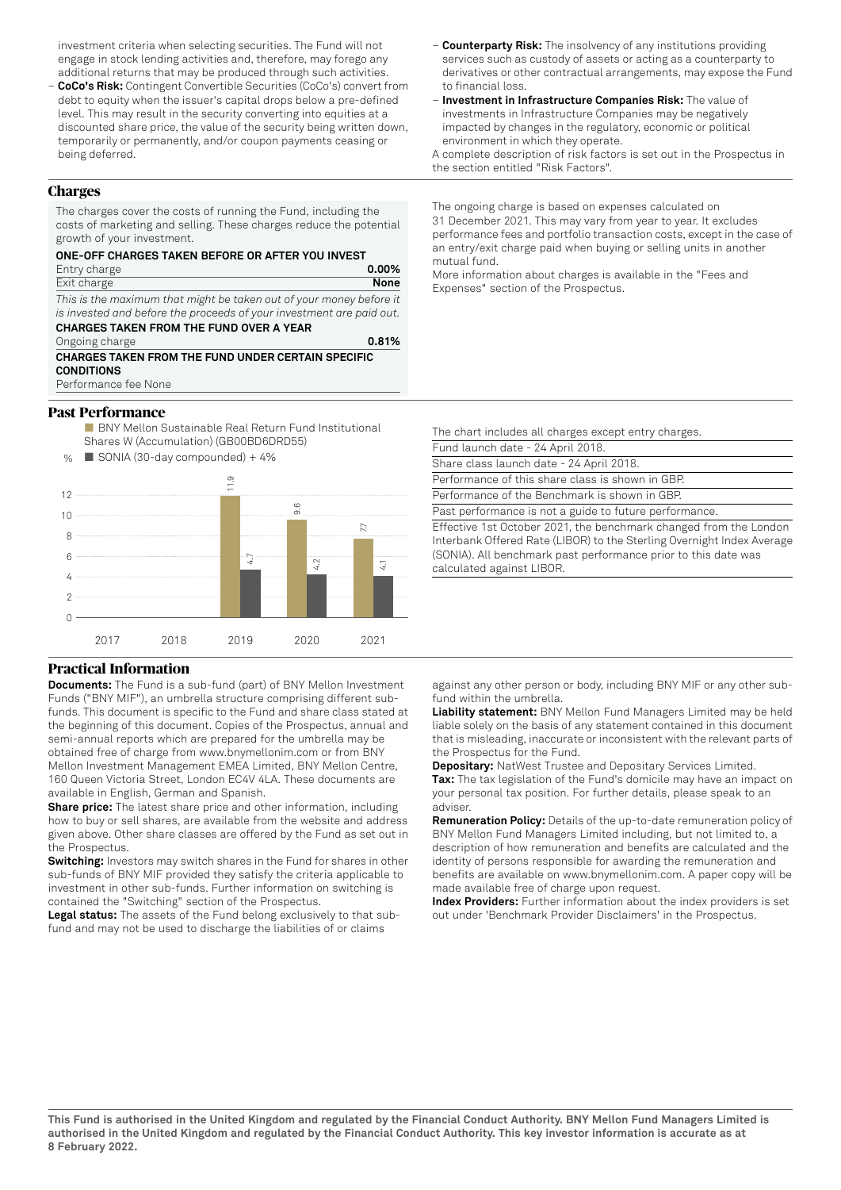investment criteria when selecting securities. The Fund will not engage in stock lending activities and, therefore, may forego any additional returns that may be produced through such activities.

- **CoCo's Risk:** Contingent Convertible Securities (CoCo's) convert from debt to equity when the issuer's capital drops below a pre-defined level. This may result in the security converting into equities at a discounted share price, the value of the security being written down, temporarily or permanently, and/or coupon payments ceasing or being deferred.
- **Counterparty Risk:** The insolvency of any institutions providing services such as custody of assets or acting as a counterparty to derivatives or other contractual arrangements, may expose the Fund to financial loss.
- **Investment in Infrastructure Companies Risk:** The value of investments in Infrastructure Companies may be negatively impacted by changes in the regulatory, economic or political environment in which they operate.

A complete description of risk factors is set out in the Prospectus in the section entitled "Risk Factors".

## Charges

The charges cover the costs of running the Fund, including the costs of marketing and selling. These charges reduce the potential growth of your investment.

| | |
|---|---|
| **ONE-OFF CHARGES TAKEN BEFORE OR AFTER YOU INVEST** | |
| Entry charge | **0.00%** |
| Exit charge | **None** |

*This is the maximum that might be taken out of your money before it is invested and before the proceeds of your investment are paid out.*

| | |
|---|---|
| **CHARGES TAKEN FROM THE FUND OVER A YEAR** | |
| Ongoing charge | **0.81%** |
| **CHARGES TAKEN FROM THE FUND UNDER CERTAIN SPECIFIC CONDITIONS** | |
| Performance fee None | |

The ongoing charge is based on expenses calculated on 31 December 2021. This may vary from year to year. It excludes performance fees and portfolio transaction costs, except in the case of an entry/exit charge paid when buying or selling units in another mutual fund.

More information about charges is available in the "Fees and Expenses" section of the Prospectus.

## Past Performance

BNY Mellon Sustainable Real Return Fund Institutional Shares W (Accumulation) (GB00BD6DRD55)

SONIA (30-day compounded) + 4%

%

12
10
8
6
4
2
0

2017 2018 2019 2020 2021

11.9 4.7 9.6 4.2 7.7 4.1

The chart includes all charges except entry charges.

Fund launch date - 24 April 2018.

Share class launch date - 24 April 2018.

Performance of this share class is shown in GBP.

Performance of the Benchmark is shown in GBP.

Past performance is not a guide to future performance.

Effective 1st October 2021, the benchmark changed from the London Interbank Offered Rate (LIBOR) to the Sterling Overnight Index Average (SONIA). All benchmark past performance prior to this date was calculated against LIBOR.

## Practical Information

**Documents:** The Fund is a sub-fund (part) of BNY Mellon Investment Funds ("BNY MIF"), an umbrella structure comprising different sub-funds. This document is specific to the Fund and share class stated at the beginning of this document. Copies of the Prospectus, annual and semi-annual reports which are prepared for the umbrella may be obtained free of charge from www.bnymellonim.com or from BNY Mellon Investment Management EMEA Limited, BNY Mellon Centre, 160 Queen Victoria Street, London EC4V 4LA. These documents are available in English, German and Spanish.

**Share price:** The latest share price and other information, including how to buy or sell shares, are available from the website and address given above. Other share classes are offered by the Fund as set out in the Prospectus.

**Switching:** Investors may switch shares in the Fund for shares in other sub-funds of BNY MIF provided they satisfy the criteria applicable to investment in other sub-funds. Further information on switching is contained the "Switching" section of the Prospectus.

**Legal status:** The assets of the Fund belong exclusively to that sub-fund and may not be used to discharge the liabilities of or claims against any other person or body, including BNY MIF or any other sub-fund within the umbrella.

**Liability statement:** BNY Mellon Fund Managers Limited may be held liable solely on the basis of any statement contained in this document that is misleading, inaccurate or inconsistent with the relevant parts of the Prospectus for the Fund.

**Depositary:** NatWest Trustee and Depositary Services Limited.

**Tax:** The tax legislation of the Fund's domicile may have an impact on your personal tax position. For further details, please speak to an adviser.

**Remuneration Policy:** Details of the up-to-date remuneration policy of BNY Mellon Fund Managers Limited including, but not limited to, a description of how remuneration and benefits are calculated and the identity of persons responsible for awarding the remuneration and benefits are available on www.bnymellonim.com. A paper copy will be made available free of charge upon request.

**Index Providers:** Further information about the index providers is set out under 'Benchmark Provider Disclaimers' in the Prospectus.

**This Fund is authorised in the United Kingdom and regulated by the Financial Conduct Authority. BNY Mellon Fund Managers Limited is authorised in the United Kingdom and regulated by the Financial Conduct Authority. This key investor information is accurate as at 8 February 2022.**